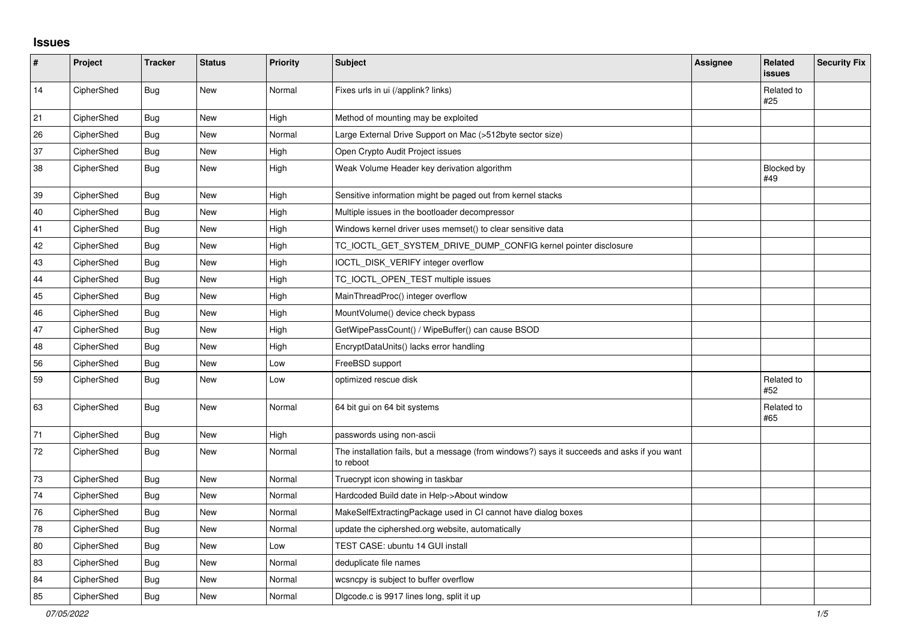## Issues

| # | Project | Tracker | Status | Priority | Subject | Assignee | Related issues | Security Fix |
|---|---|---|---|---|---|---|---|---|
| 14 | CipherShed | Bug | New | Normal | Fixes urls in ui (/applink? links) | | Related to #25 | |
| 21 | CipherShed | Bug | New | High | Method of mounting may be exploited | | | |
| 26 | CipherShed | Bug | New | Normal | Large External Drive Support on Mac (>512byte sector size) | | | |
| 37 | CipherShed | Bug | New | High | Open Crypto Audit Project issues | | | |
| 38 | CipherShed | Bug | New | High | Weak Volume Header key derivation algorithm | | Blocked by #49 | |
| 39 | CipherShed | Bug | New | High | Sensitive information might be paged out from kernel stacks | | | |
| 40 | CipherShed | Bug | New | High | Multiple issues in the bootloader decompressor | | | |
| 41 | CipherShed | Bug | New | High | Windows kernel driver uses memset() to clear sensitive data | | | |
| 42 | CipherShed | Bug | New | High | TC_IOCTL_GET_SYSTEM_DRIVE_DUMP_CONFIG kernel pointer disclosure | | | |
| 43 | CipherShed | Bug | New | High | IOCTL_DISK_VERIFY integer overflow | | | |
| 44 | CipherShed | Bug | New | High | TC_IOCTL_OPEN_TEST multiple issues | | | |
| 45 | CipherShed | Bug | New | High | MainThreadProc() integer overflow | | | |
| 46 | CipherShed | Bug | New | High | MountVolume() device check bypass | | | |
| 47 | CipherShed | Bug | New | High | GetWipePassCount() / WipeBuffer() can cause BSOD | | | |
| 48 | CipherShed | Bug | New | High | EncryptDataUnits() lacks error handling | | | |
| 56 | CipherShed | Bug | New | Low | FreeBSD support | | | |
| 59 | CipherShed | Bug | New | Low | optimized rescue disk | | Related to #52 | |
| 63 | CipherShed | Bug | New | Normal | 64 bit gui on 64 bit systems | | Related to #65 | |
| 71 | CipherShed | Bug | New | High | passwords using non-ascii | | | |
| 72 | CipherShed | Bug | New | Normal | The installation fails, but a message (from windows?) says it succeeds and asks if you want to reboot | | | |
| 73 | CipherShed | Bug | New | Normal | Truecrypt icon showing in taskbar | | | |
| 74 | CipherShed | Bug | New | Normal | Hardcoded Build date in Help->About window | | | |
| 76 | CipherShed | Bug | New | Normal | MakeSelfExtractingPackage used in CI cannot have dialog boxes | | | |
| 78 | CipherShed | Bug | New | Normal | update the ciphershed.org website, automatically | | | |
| 80 | CipherShed | Bug | New | Low | TEST CASE: ubuntu 14 GUI install | | | |
| 83 | CipherShed | Bug | New | Normal | deduplicate file names | | | |
| 84 | CipherShed | Bug | New | Normal | wcsncpy is subject to buffer overflow | | | |
| 85 | CipherShed | Bug | New | Normal | Dlgcode.c is 9917 lines long, split it up | | | |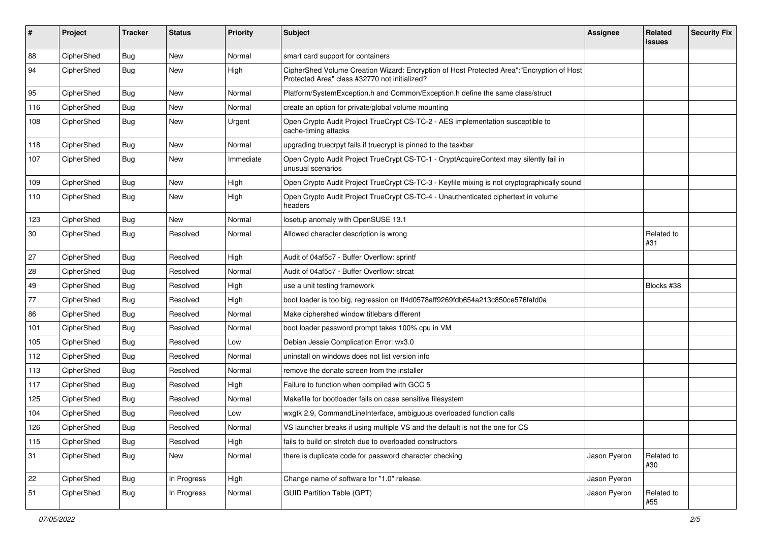| # | Project | Tracker | Status | Priority | Subject | Assignee | Related issues | Security Fix |
|---|---|---|---|---|---|---|---|---|
| 88 | CipherShed | Bug | New | Normal | smart card support for containers | | | |
| 94 | CipherShed | Bug | New | High | CipherShed Volume Creation Wizard: Encryption of Host Protected Area":"Encryption of Host Protected Area" class #32770 not initialized? | | | |
| 95 | CipherShed | Bug | New | Normal | Platform/SystemException.h and Common/Exception.h define the same class/struct | | | |
| 116 | CipherShed | Bug | New | Normal | create an option for private/global volume mounting | | | |
| 108 | CipherShed | Bug | New | Urgent | Open Crypto Audit Project TrueCrypt CS-TC-2 - AES implementation susceptible to cache-timing attacks | | | |
| 118 | CipherShed | Bug | New | Normal | upgrading truecrpyt fails if truecrypt is pinned to the taskbar | | | |
| 107 | CipherShed | Bug | New | Immediate | Open Crypto Audit Project TrueCrypt CS-TC-1 - CryptAcquireContext may silently fail in unusual scenarios | | | |
| 109 | CipherShed | Bug | New | High | Open Crypto Audit Project TrueCrypt CS-TC-3 - Keyfile mixing is not cryptographically sound | | | |
| 110 | CipherShed | Bug | New | High | Open Crypto Audit Project TrueCrypt CS-TC-4 - Unauthenticated ciphertext in volume headers | | | |
| 123 | CipherShed | Bug | New | Normal | losetup anomaly with OpenSUSE 13.1 | | | |
| 30 | CipherShed | Bug | Resolved | Normal | Allowed character description is wrong | | Related to #31 | |
| 27 | CipherShed | Bug | Resolved | High | Audit of 04af5c7 - Buffer Overflow: sprintf | | | |
| 28 | CipherShed | Bug | Resolved | Normal | Audit of 04af5c7 - Buffer Overflow: strcat | | | |
| 49 | CipherShed | Bug | Resolved | High | use a unit testing framework | | Blocks #38 | |
| 77 | CipherShed | Bug | Resolved | High | boot loader is too big, regression on ff4d0578aff9269fdb654a213c850ce576fafd0a | | | |
| 86 | CipherShed | Bug | Resolved | Normal | Make ciphershed window titlebars different | | | |
| 101 | CipherShed | Bug | Resolved | Normal | boot loader password prompt takes 100% cpu in VM | | | |
| 105 | CipherShed | Bug | Resolved | Low | Debian Jessie Complication Error: wx3.0 | | | |
| 112 | CipherShed | Bug | Resolved | Normal | uninstall on windows does not list version info | | | |
| 113 | CipherShed | Bug | Resolved | Normal | remove the donate screen from the installer | | | |
| 117 | CipherShed | Bug | Resolved | High | Failure to function when compiled with GCC 5 | | | |
| 125 | CipherShed | Bug | Resolved | Normal | Makefile for bootloader fails on case sensitive filesystem | | | |
| 104 | CipherShed | Bug | Resolved | Low | wxgtk 2.9, CommandLineInterface, ambiguous overloaded function calls | | | |
| 126 | CipherShed | Bug | Resolved | Normal | VS launcher breaks if using multiple VS and the default is not the one for CS | | | |
| 115 | CipherShed | Bug | Resolved | High | fails to build on stretch due to overloaded constructors | | | |
| 31 | CipherShed | Bug | New | Normal | there is duplicate code for password character checking | Jason Pyeron | Related to #30 | |
| 22 | CipherShed | Bug | In Progress | High | Change name of software for "1.0" release. | Jason Pyeron | | |
| 51 | CipherShed | Bug | In Progress | Normal | GUID Partition Table (GPT) | Jason Pyeron | Related to #55 | |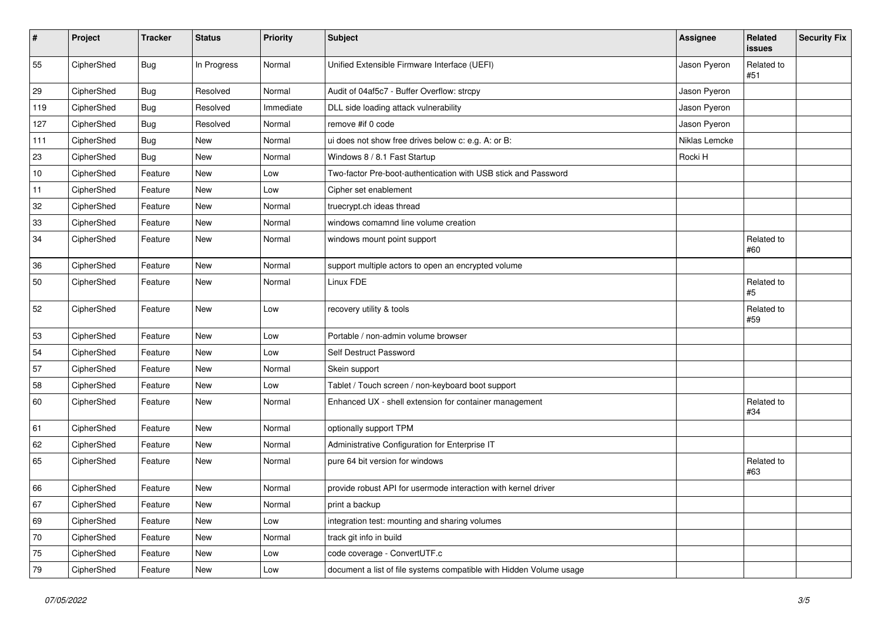| # | Project | Tracker | Status | Priority | Subject | Assignee | Related issues | Security Fix |
|---|---|---|---|---|---|---|---|---|
| 55 | CipherShed | Bug | In Progress | Normal | Unified Extensible Firmware Interface (UEFI) | Jason Pyeron | Related to #51 | |
| 29 | CipherShed | Bug | Resolved | Normal | Audit of 04af5c7 - Buffer Overflow: strcpy | Jason Pyeron | | |
| 119 | CipherShed | Bug | Resolved | Immediate | DLL side loading attack vulnerability | Jason Pyeron | | |
| 127 | CipherShed | Bug | Resolved | Normal | remove #if 0 code | Jason Pyeron | | |
| 111 | CipherShed | Bug | New | Normal | ui does not show free drives below c: e.g. A: or B: | Niklas Lemcke | | |
| 23 | CipherShed | Bug | New | Normal | Windows 8 / 8.1 Fast Startup | Rocki H | | |
| 10 | CipherShed | Feature | New | Low | Two-factor Pre-boot-authentication with USB stick and Password | | | |
| 11 | CipherShed | Feature | New | Low | Cipher set enablement | | | |
| 32 | CipherShed | Feature | New | Normal | truecrypt.ch ideas thread | | | |
| 33 | CipherShed | Feature | New | Normal | windows comamnd line volume creation | | | |
| 34 | CipherShed | Feature | New | Normal | windows mount point support | | Related to #60 | |
| 36 | CipherShed | Feature | New | Normal | support multiple actors to open an encrypted volume | | | |
| 50 | CipherShed | Feature | New | Normal | Linux FDE | | Related to #5 | |
| 52 | CipherShed | Feature | New | Low | recovery utility & tools | | Related to #59 | |
| 53 | CipherShed | Feature | New | Low | Portable / non-admin volume browser | | | |
| 54 | CipherShed | Feature | New | Low | Self Destruct Password | | | |
| 57 | CipherShed | Feature | New | Normal | Skein support | | | |
| 58 | CipherShed | Feature | New | Low | Tablet / Touch screen / non-keyboard boot support | | | |
| 60 | CipherShed | Feature | New | Normal | Enhanced UX - shell extension for container management | | Related to #34 | |
| 61 | CipherShed | Feature | New | Normal | optionally support TPM | | | |
| 62 | CipherShed | Feature | New | Normal | Administrative Configuration for Enterprise IT | | | |
| 65 | CipherShed | Feature | New | Normal | pure 64 bit version for windows | | Related to #63 | |
| 66 | CipherShed | Feature | New | Normal | provide robust API for usermode interaction with kernel driver | | | |
| 67 | CipherShed | Feature | New | Normal | print a backup | | | |
| 69 | CipherShed | Feature | New | Low | integration test: mounting and sharing volumes | | | |
| 70 | CipherShed | Feature | New | Normal | track git info in build | | | |
| 75 | CipherShed | Feature | New | Low | code coverage - ConvertUTF.c | | | |
| 79 | CipherShed | Feature | New | Low | document a list of file systems compatible with Hidden Volume usage | | | |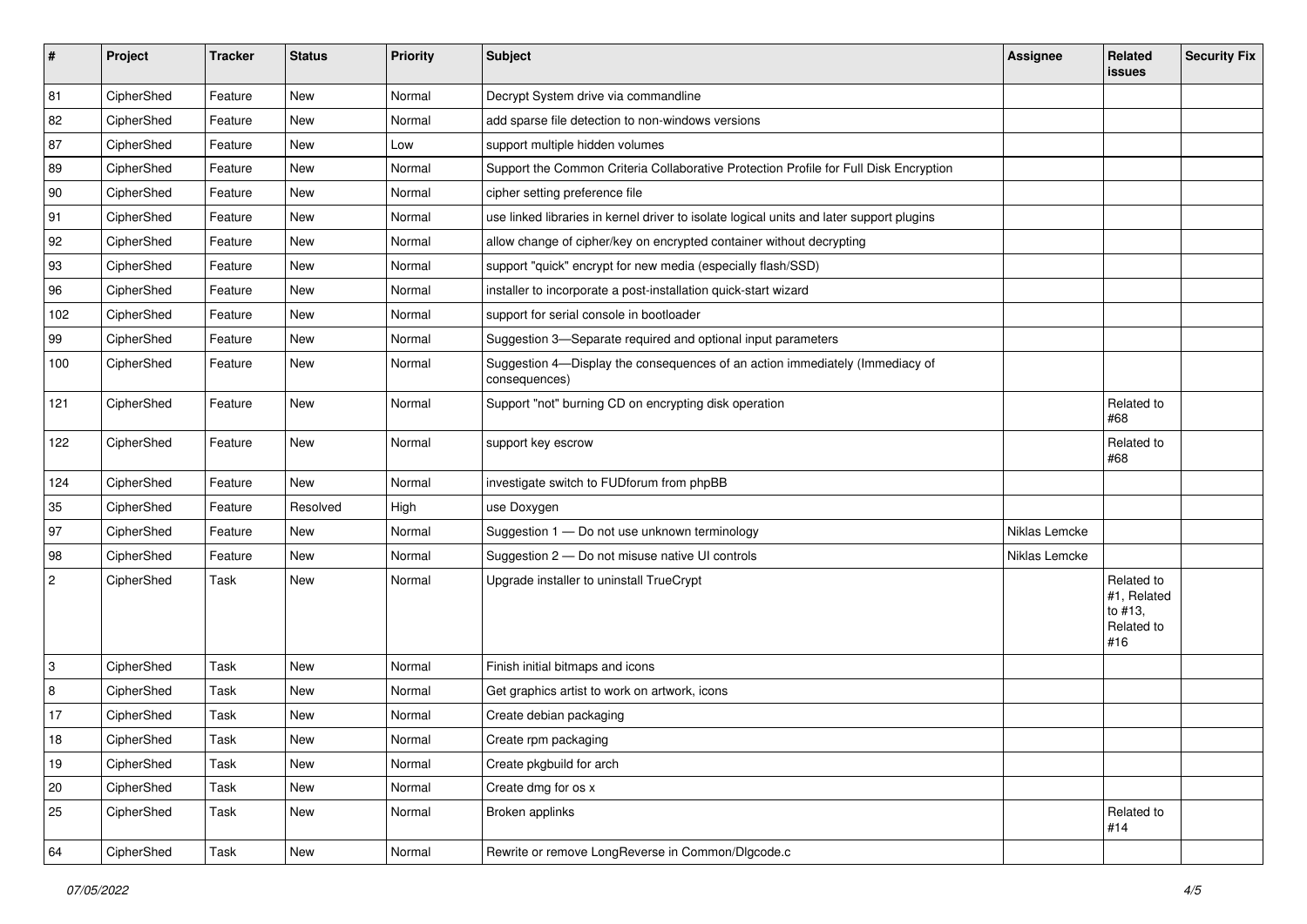| # | Project | Tracker | Status | Priority | Subject | Assignee | Related issues | Security Fix |
|---|---|---|---|---|---|---|---|---|
| 81 | CipherShed | Feature | New | Normal | Decrypt System drive via commandline | | | |
| 82 | CipherShed | Feature | New | Normal | add sparse file detection to non-windows versions | | | |
| 87 | CipherShed | Feature | New | Low | support multiple hidden volumes | | | |
| 89 | CipherShed | Feature | New | Normal | Support the Common Criteria Collaborative Protection Profile for Full Disk Encryption | | | |
| 90 | CipherShed | Feature | New | Normal | cipher setting preference file | | | |
| 91 | CipherShed | Feature | New | Normal | use linked libraries in kernel driver to isolate logical units and later support plugins | | | |
| 92 | CipherShed | Feature | New | Normal | allow change of cipher/key on encrypted container without decrypting | | | |
| 93 | CipherShed | Feature | New | Normal | support "quick" encrypt for new media (especially flash/SSD) | | | |
| 96 | CipherShed | Feature | New | Normal | installer to incorporate a post-installation quick-start wizard | | | |
| 102 | CipherShed | Feature | New | Normal | support for serial console in bootloader | | | |
| 99 | CipherShed | Feature | New | Normal | Suggestion 3—Separate required and optional input parameters | | | |
| 100 | CipherShed | Feature | New | Normal | Suggestion 4—Display the consequences of an action immediately (Immediacy of consequences) | | | |
| 121 | CipherShed | Feature | New | Normal | Support "not" burning CD on encrypting disk operation | | Related to #68 | |
| 122 | CipherShed | Feature | New | Normal | support key escrow | | Related to #68 | |
| 124 | CipherShed | Feature | New | Normal | investigate switch to FUDforum from phpBB | | | |
| 35 | CipherShed | Feature | Resolved | High | use Doxygen | | | |
| 97 | CipherShed | Feature | New | Normal | Suggestion 1 — Do not use unknown terminology | Niklas Lemcke | | |
| 98 | CipherShed | Feature | New | Normal | Suggestion 2 — Do not misuse native UI controls | Niklas Lemcke | | |
| 2 | CipherShed | Task | New | Normal | Upgrade installer to uninstall TrueCrypt | | Related to #1, Related to #13, Related to #16 | |
| 3 | CipherShed | Task | New | Normal | Finish initial bitmaps and icons | | | |
| 8 | CipherShed | Task | New | Normal | Get graphics artist to work on artwork, icons | | | |
| 17 | CipherShed | Task | New | Normal | Create debian packaging | | | |
| 18 | CipherShed | Task | New | Normal | Create rpm packaging | | | |
| 19 | CipherShed | Task | New | Normal | Create pkgbuild for arch | | | |
| 20 | CipherShed | Task | New | Normal | Create dmg for os x | | | |
| 25 | CipherShed | Task | New | Normal | Broken applinks | | Related to #14 | |
| 64 | CipherShed | Task | New | Normal | Rewrite or remove LongReverse in Common/Dlgcode.c | | | |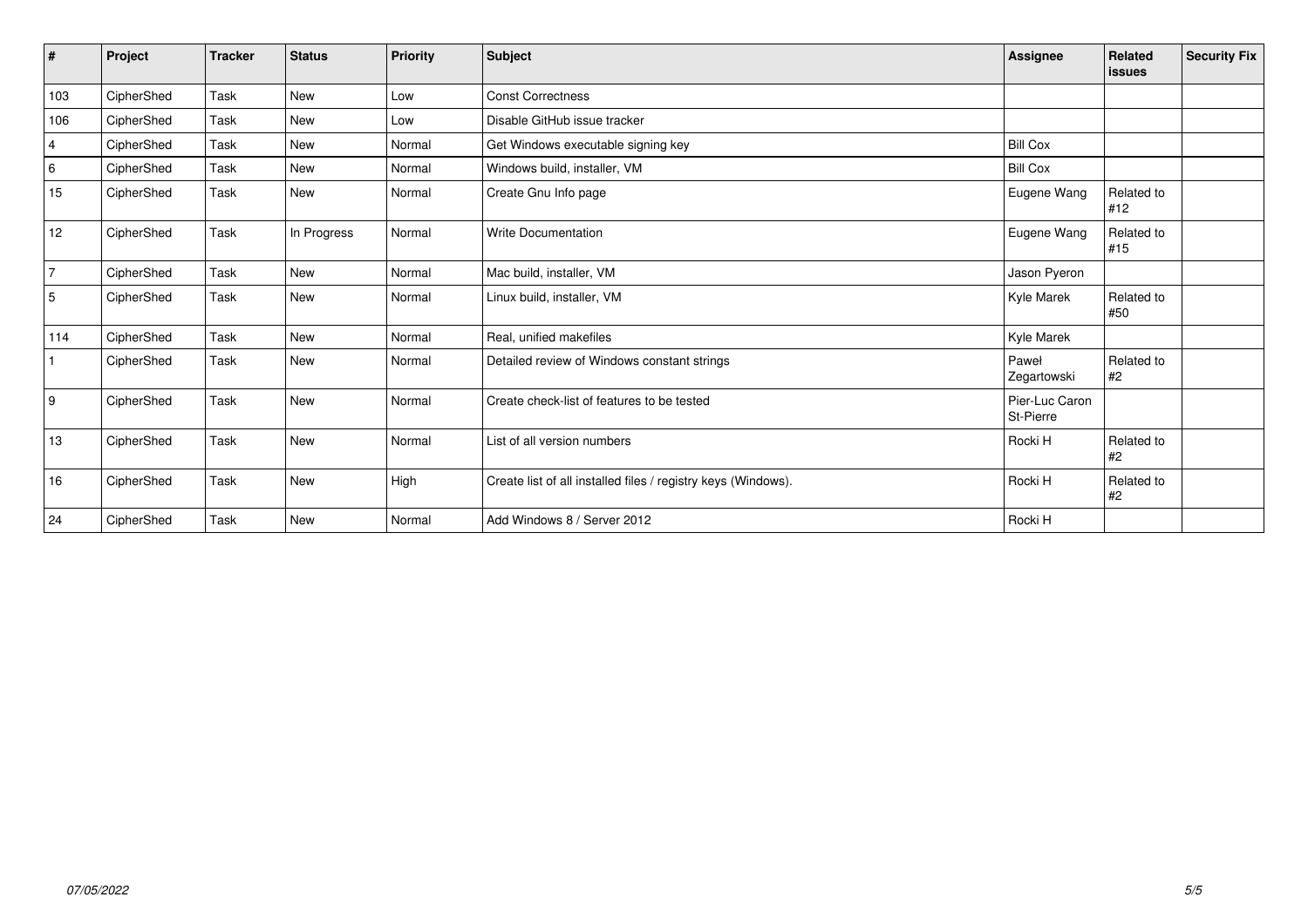| # | Project | Tracker | Status | Priority | Subject | Assignee | Related issues | Security Fix |
|---|---|---|---|---|---|---|---|---|
| 103 | CipherShed | Task | New | Low | Const Correctness | | | |
| 106 | CipherShed | Task | New | Low | Disable GitHub issue tracker | | | |
| 4 | CipherShed | Task | New | Normal | Get Windows executable signing key | Bill Cox | | |
| 6 | CipherShed | Task | New | Normal | Windows build, installer, VM | Bill Cox | | |
| 15 | CipherShed | Task | New | Normal | Create Gnu Info page | Eugene Wang | Related to #12 | |
| 12 | CipherShed | Task | In Progress | Normal | Write Documentation | Eugene Wang | Related to #15 | |
| 7 | CipherShed | Task | New | Normal | Mac build, installer, VM | Jason Pyeron | | |
| 5 | CipherShed | Task | New | Normal | Linux build, installer, VM | Kyle Marek | Related to #50 | |
| 114 | CipherShed | Task | New | Normal | Real, unified makefiles | Kyle Marek | | |
| 1 | CipherShed | Task | New | Normal | Detailed review of Windows constant strings | Paweł Zegartowski | Related to #2 | |
| 9 | CipherShed | Task | New | Normal | Create check-list of features to be tested | Pier-Luc Caron St-Pierre | | |
| 13 | CipherShed | Task | New | Normal | List of all version numbers | Rocki H | Related to #2 | |
| 16 | CipherShed | Task | New | High | Create list of all installed files / registry keys (Windows). | Rocki H | Related to #2 | |
| 24 | CipherShed | Task | New | Normal | Add Windows 8 / Server 2012 | Rocki H | | |

*07/05/2022*